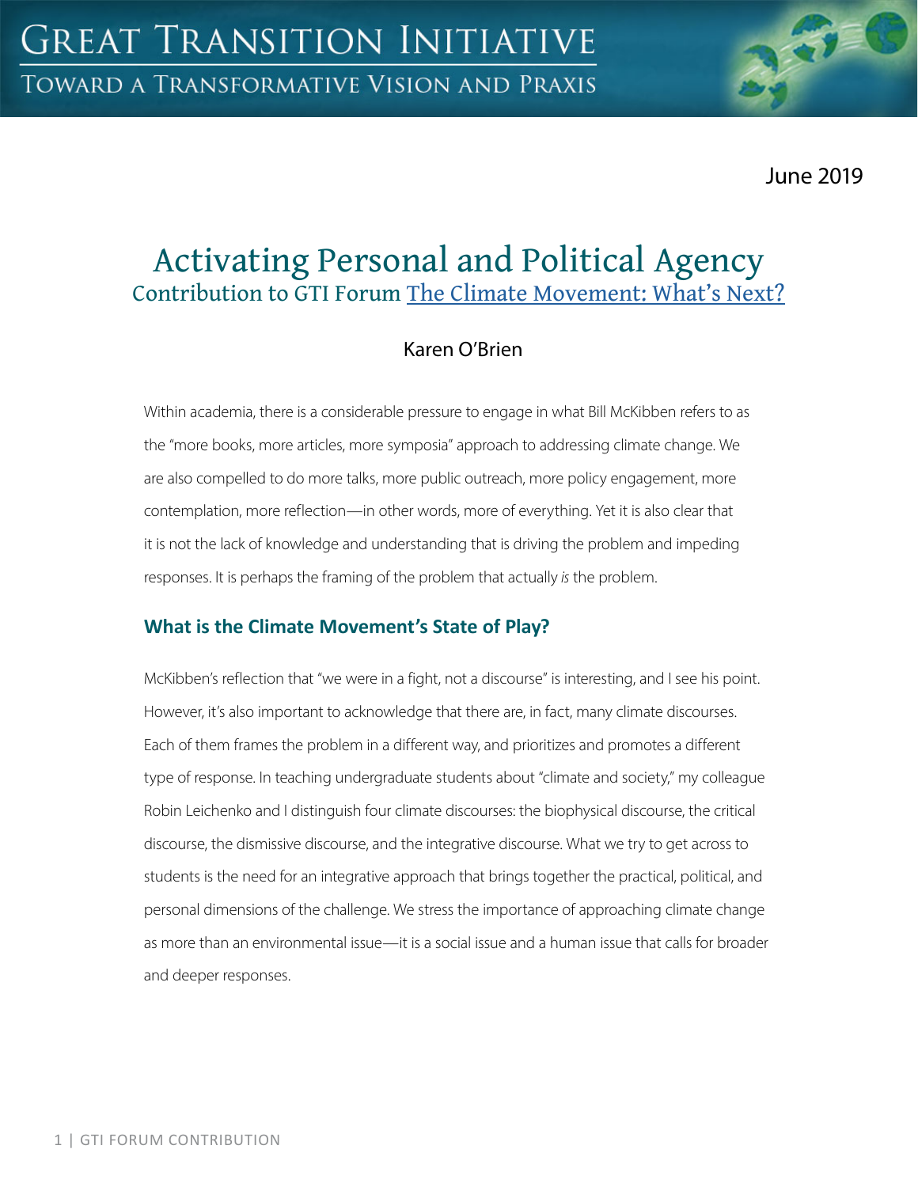# Activating Personal and Political Agency

Contribution to GTI Forum The Climate Movement: What's Next?

Karen O'Brien

Within academia, there is a considerable pressure to engage in what Bill McKibben refers to as the "more books, more articles, more symposia" approach to addressing climate change. We are also compelled to do more talks, more public outreach, more policy engagement, more contemplation, more reflection—in other words, more of everything. Yet it is also clear that it is not the lack of knowledge and understanding that is driving the problem and impeding responses. It is perhaps the framing of the problem that actually *is* the problem.

## What is the Climate Movement's State of Play?

McKibben's reflection that "we were in a fight, not a discourse" is interesting, and I see his point. However, it's also important to acknowledge that there are, in fact, many climate discourses. Each of them frames the problem in a different way, and prioritizes and promotes a different type of response. In teaching undergraduate students about "climate and society," my colleague Robin Leichenko and I distinguish four climate discourses: the biophysical discourse, the critical discourse, the dismissive discourse, and the integrative discourse. What we try to get across to students is the need for an integrative approach that brings together the practical, political, and personal dimensions of the challenge. We stress the importance of approaching climate change as more than an environmental issue—it is a social issue and a human issue that calls for broader and deeper responses.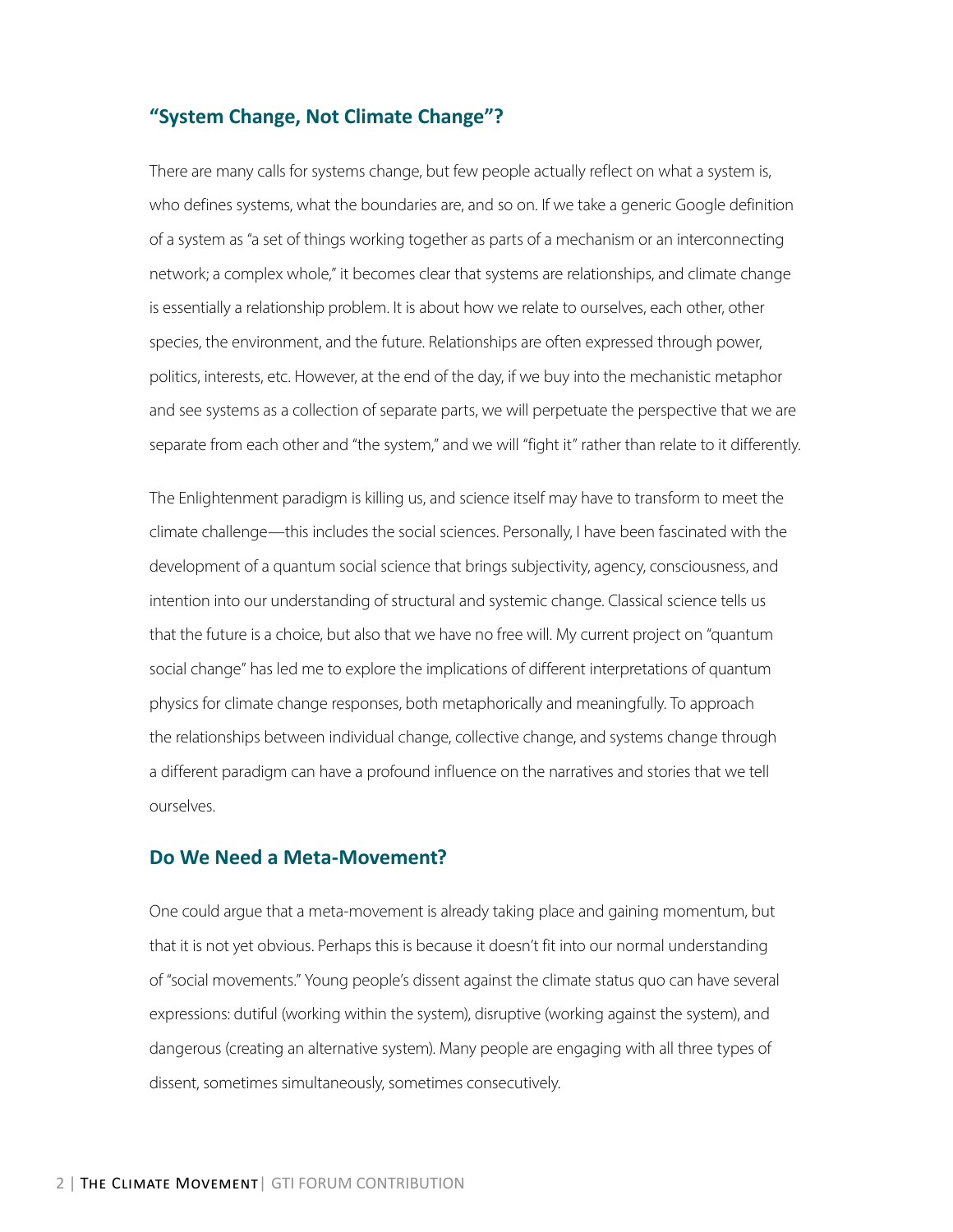## "System Change, Not Climate Change"?

There are many calls for systems change, but few people actually reflect on what a system is, who defines systems, what the boundaries are, and so on. If we take a generic Google definition of a system as "a set of things working together as parts of a mechanism or an interconnecting network; a complex whole," it becomes clear that systems are relationships, and climate change is essentially a relationship problem. It is about how we relate to ourselves, each other, other species, the environment, and the future. Relationships are often expressed through power, politics, interests, etc. However, at the end of the day, if we buy into the mechanistic metaphor and see systems as a collection of separate parts, we will perpetuate the perspective that we are separate from each other and "the system," and we will "fight it" rather than relate to it differently.

The Enlightenment paradigm is killing us, and science itself may have to transform to meet the climate challenge—this includes the social sciences. Personally, I have been fascinated with the development of a quantum social science that brings subjectivity, agency, consciousness, and intention into our understanding of structural and systemic change. Classical science tells us that the future is a choice, but also that we have no free will. My current project on "quantum social change" has led me to explore the implications of different interpretations of quantum physics for climate change responses, both metaphorically and meaningfully. To approach the relationships between individual change, collective change, and systems change through a different paradigm can have a profound influence on the narratives and stories that we tell ourselves.

## Do We Need a Meta-Movement?

One could argue that a meta-movement is already taking place and gaining momentum, but that it is not yet obvious. Perhaps this is because it doesn't fit into our normal understanding of "social movements." Young people's dissent against the climate status quo can have several expressions: dutiful (working within the system), disruptive (working against the system), and dangerous (creating an alternative system). Many people are engaging with all three types of dissent, sometimes simultaneously, sometimes consecutively.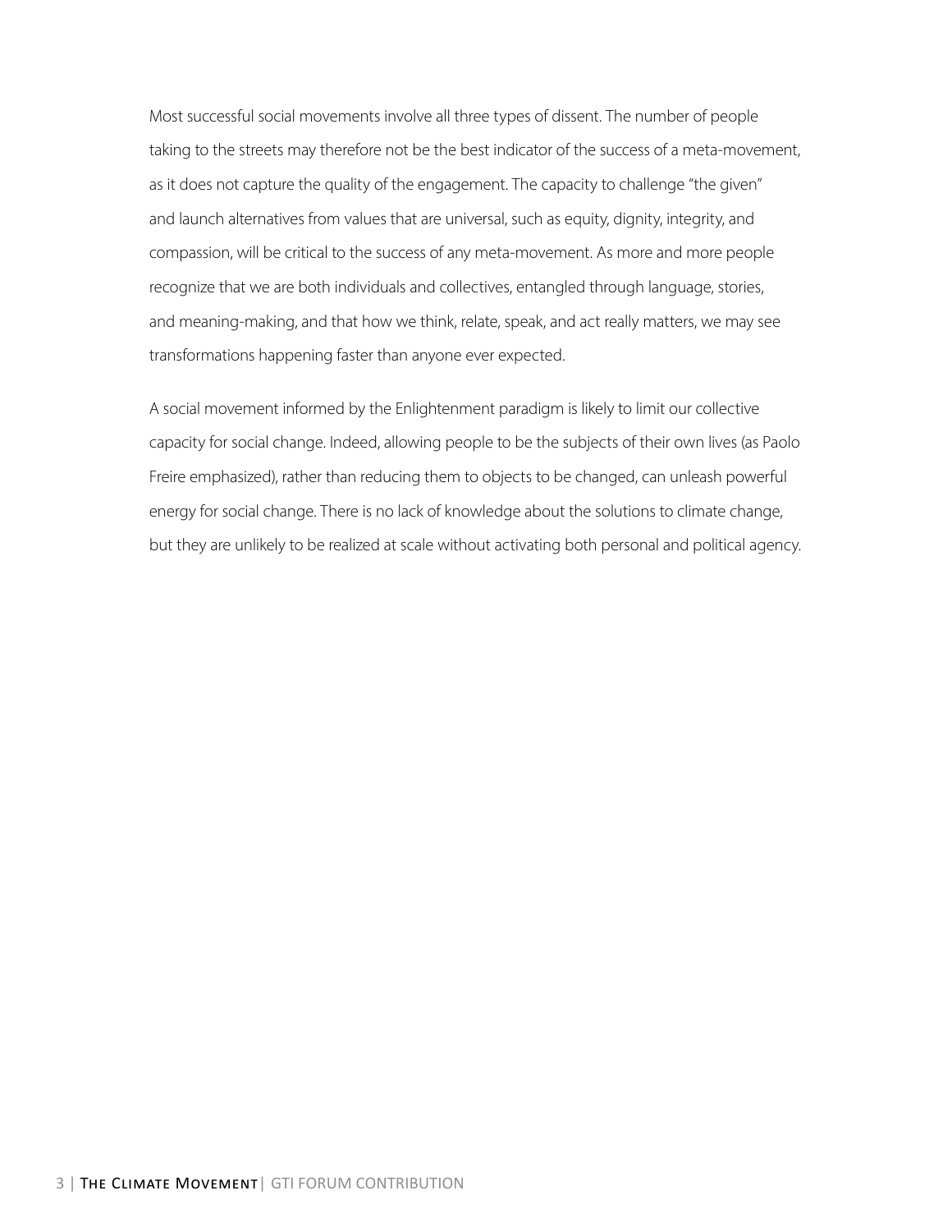Most successful social movements involve all three types of dissent. The number of people taking to the streets may therefore not be the best indicator of the success of a meta-movement, as it does not capture the quality of the engagement. The capacity to challenge "the given" and launch alternatives from values that are universal, such as equity, dignity, integrity, and compassion, will be critical to the success of any meta-movement. As more and more people recognize that we are both individuals and collectives, entangled through language, stories, and meaning-making, and that how we think, relate, speak, and act really matters, we may see transformations happening faster than anyone ever expected.

A social movement informed by the Enlightenment paradigm is likely to limit our collective capacity for social change. Indeed, allowing people to be the subjects of their own lives (as Paolo Freire emphasized), rather than reducing them to objects to be changed, can unleash powerful energy for social change. There is no lack of knowledge about the solutions to climate change, but they are unlikely to be realized at scale without activating both personal and political agency.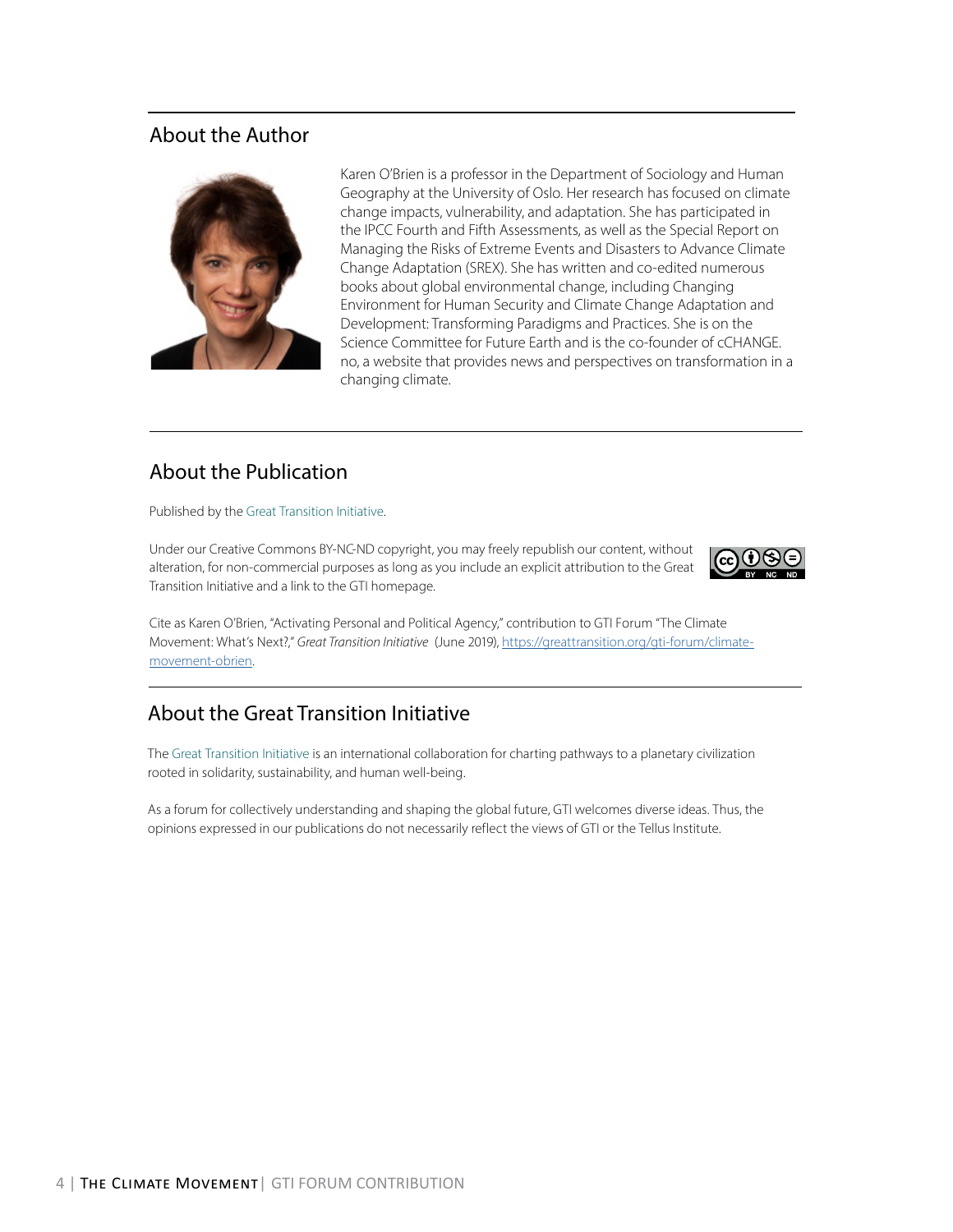## About the Author

Karen O'Brien is a professor in the Department of Sociology and Human Geography at the University of Oslo. Her research has focused on climate change impacts, vulnerability, and adaptation. She has participated in the IPCC Fourth and Fifth Assessments, as well as the Special Report on Managing the Risks of Extreme Events and Disasters to Advance Climate Change Adaptation (SREX). She has written and co-edited numerous books about global environmental change, including Changing Environment for Human Security and Climate Change Adaptation and Development: Transforming Paradigms and Practices. She is on the Science Committee for Future Earth and is the co-founder of cCHANGE.no, a website that provides news and perspectives on transformation in a changing climate.

## About the Publication

Published by the Great Transition Initiative.

Under our Creative Commons BY-NC-ND copyright, you may freely republish our content, without alteration, for non-commercial purposes as long as you include an explicit attribution to the Great Transition Initiative and a link to the GTI homepage.

Cite as Karen O'Brien, "Activating Personal and Political Agency," contribution to GTI Forum "The Climate Movement: What's Next?," *Great Transition Initiative* (June 2019), https://greattransition.org/gti-forum/climate-movement-obrien.

## About the Great Transition Initiative

The Great Transition Initiative is an international collaboration for charting pathways to a planetary civilization rooted in solidarity, sustainability, and human well-being.

As a forum for collectively understanding and shaping the global future, GTI welcomes diverse ideas. Thus, the opinions expressed in our publications do not necessarily reflect the views of GTI or the Tellus Institute.